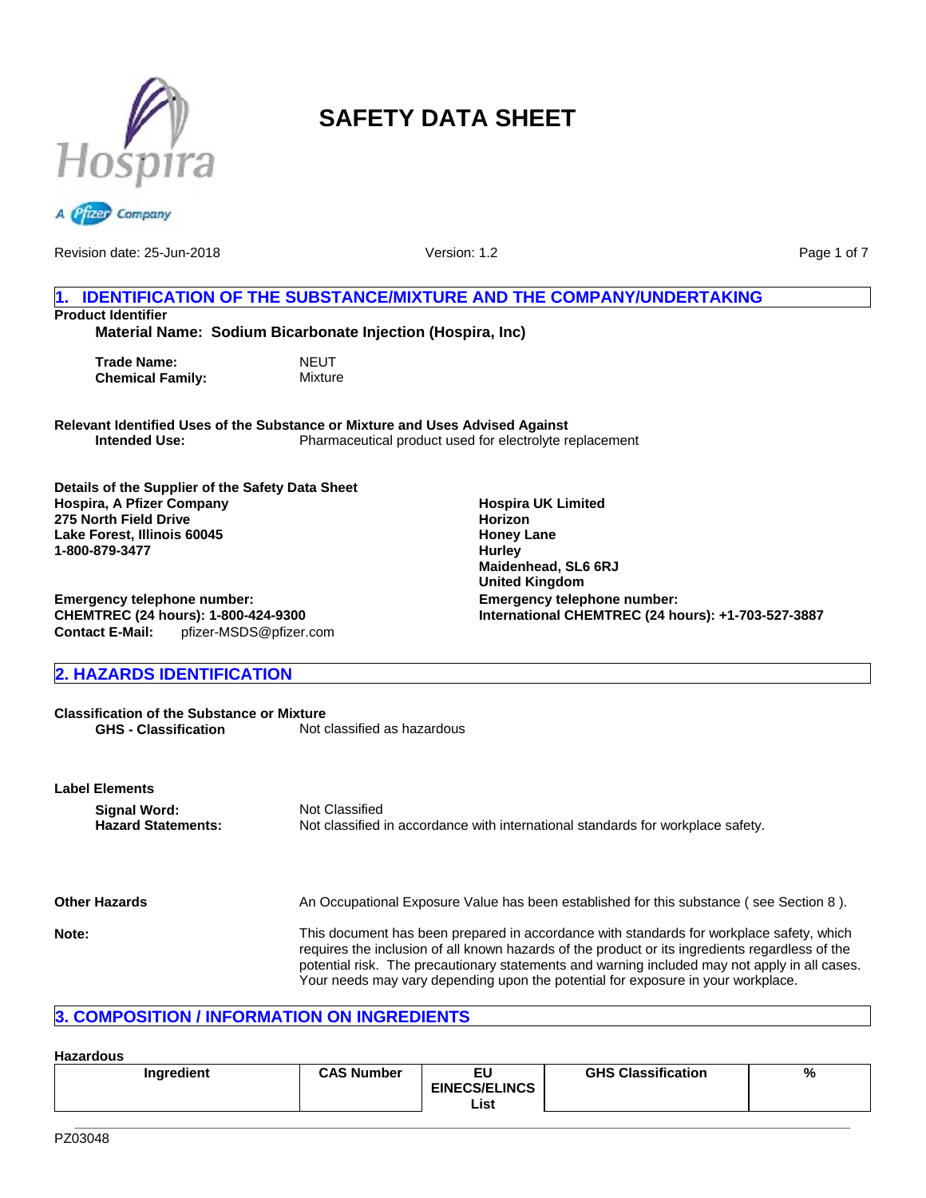# SAFETY DATA SHEET

Revision date: 25-Jun-2018

Version: 1.2

## 1. IDENTIFICATION OF THE SUBSTANCE/MIXTURE AND THE COMPANY/UNDERTAKING

**Product Identifier**

**Material Name: Sodium Bicarbonate Injection (Hospira, Inc)**

**Trade Name:** NEUT
**Chemical Family:** Mixture

**Relevant Identified Uses of the Substance or Mixture and Uses Advised Against**
**Intended Use:** Pharmaceutical product used for electrolyte replacement

**Details of the Supplier of the Safety Data Sheet**

**Hospira, A Pfizer Company**
**275 North Field Drive**
**Lake Forest, Illinois 60045**
**1-800-879-3477**

**Emergency telephone number:**
**CHEMTREC (24 hours): 1-800-424-9300**
**Contact E-Mail:** pfizer-MSDS@pfizer.com

**Hospira UK Limited**
**Horizon**
**Honey Lane**
**Hurley**
**Maidenhead, SL6 6RJ**
**United Kingdom**

**Emergency telephone number:**
**International CHEMTREC (24 hours): +1-703-527-3887**

## 2. HAZARDS IDENTIFICATION

**Classification of the Substance or Mixture**
**GHS - Classification** Not classified as hazardous

**Label Elements**

**Signal Word:** Not Classified
**Hazard Statements:** Not classified in accordance with international standards for workplace safety.

**Other Hazards** An Occupational Exposure Value has been established for this substance ( see Section 8 ).

**Note:** This document has been prepared in accordance with standards for workplace safety, which requires the inclusion of all known hazards of the product or its ingredients regardless of the potential risk. The precautionary statements and warning included may not apply in all cases. Your needs may vary depending upon the potential for exposure in your workplace.

## 3. COMPOSITION / INFORMATION ON INGREDIENTS

**Hazardous**

| Ingredient | CAS Number | EU EINECS/ELINCS List | GHS Classification | % |
|---|---|---|---|---|

PZ03048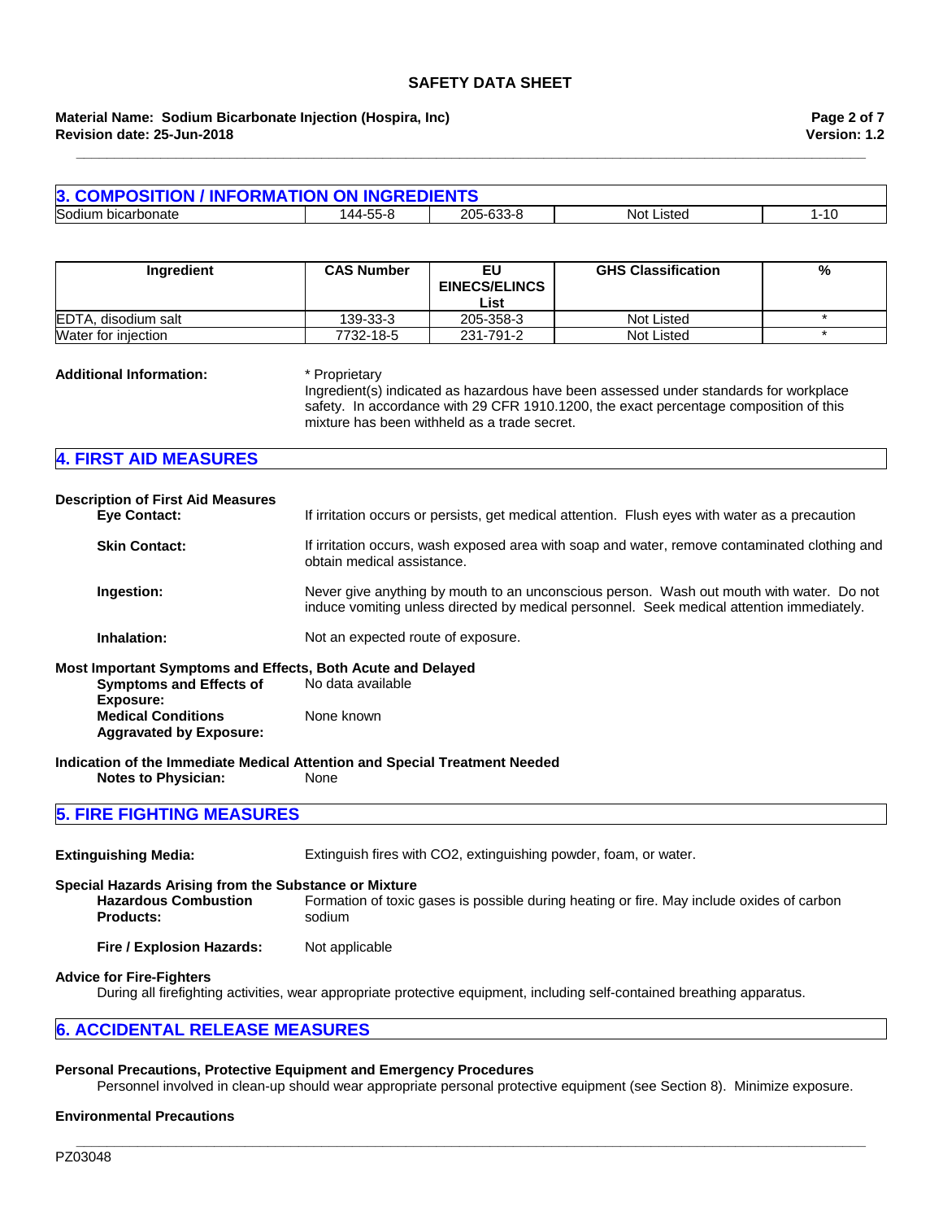## 3. COMPOSITION / INFORMATION ON INGREDIENTS

| Ingredient | CAS Number | EU EINECS/ELINCS List | GHS Classification | % |
|---|---|---|---|---|
| Sodium bicarbonate | 144-55-8 | 205-633-8 | Not Listed | 1-10 |
| EDTA, disodium salt | 139-33-3 | 205-358-3 | Not Listed | * |
| Water for injection | 7732-18-5 | 231-791-2 | Not Listed | * |

**Additional Information:** * Proprietary
Ingredient(s) indicated as hazardous have been assessed under standards for workplace safety. In accordance with 29 CFR 1910.1200, the exact percentage composition of this mixture has been withheld as a trade secret.

## 4. FIRST AID MEASURES

**Description of First Aid Measures**

**Eye Contact:** If irritation occurs or persists, get medical attention. Flush eyes with water as a precaution

**Skin Contact:** If irritation occurs, wash exposed area with soap and water, remove contaminated clothing and obtain medical assistance.

**Ingestion:** Never give anything by mouth to an unconscious person. Wash out mouth with water. Do not induce vomiting unless directed by medical personnel. Seek medical attention immediately.

**Inhalation:** Not an expected route of exposure.

**Most Important Symptoms and Effects, Both Acute and Delayed**

**Symptoms and Effects of Exposure:** No data available

**Medical Conditions Aggravated by Exposure:** None known

**Indication of the Immediate Medical Attention and Special Treatment Needed**

**Notes to Physician:** None

## 5. FIRE FIGHTING MEASURES

**Extinguishing Media:** Extinguish fires with $CO_2$, extinguishing powder, foam, or water.

**Special Hazards Arising from the Substance or Mixture**

**Hazardous Combustion Products:** Formation of toxic gases is possible during heating or fire. May include oxides of carbon sodium

**Fire / Explosion Hazards:** Not applicable

**Advice for Fire-Fighters**

During all firefighting activities, wear appropriate protective equipment, including self-contained breathing apparatus.

## 6. ACCIDENTAL RELEASE MEASURES

**Personal Precautions, Protective Equipment and Emergency Procedures**

Personnel involved in clean-up should wear appropriate personal protective equipment (see Section 8). Minimize exposure.

**Environmental Precautions**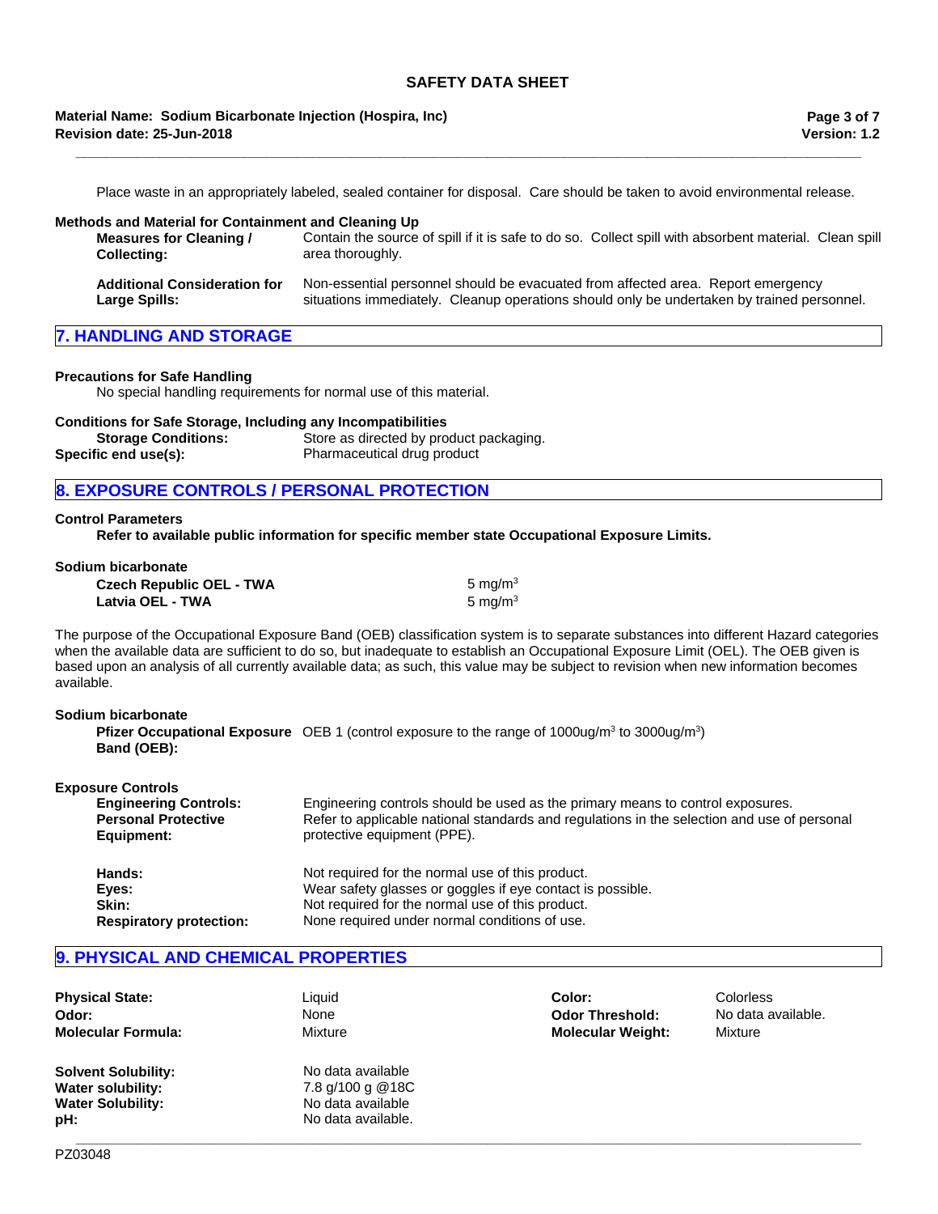Place waste in an appropriately labeled, sealed container for disposal. Care should be taken to avoid environmental release.

**Methods and Material for Containment and Cleaning Up**

**Measures for Cleaning / Collecting:** Contain the source of spill if it is safe to do so. Collect spill with absorbent material. Clean spill area thoroughly.

**Additional Consideration for Large Spills:** Non-essential personnel should be evacuated from affected area. Report emergency situations immediately. Cleanup operations should only be undertaken by trained personnel.

## 7. HANDLING AND STORAGE

**Precautions for Safe Handling**

No special handling requirements for normal use of this material.

**Conditions for Safe Storage, Including any Incompatibilities**

**Storage Conditions:** Store as directed by product packaging.

**Specific end use(s):** Pharmaceutical drug product

## 8. EXPOSURE CONTROLS / PERSONAL PROTECTION

**Control Parameters**

**Refer to available public information for specific member state Occupational Exposure Limits.**

**Sodium bicarbonate**

| | |
|---|---|
| **Czech Republic OEL - TWA** | 5 $mg/m^3$ |
| **Latvia OEL - TWA** | 5 $mg/m^3$ |

The purpose of the Occupational Exposure Band (OEB) classification system is to separate substances into different Hazard categories when the available data are sufficient to do so, but inadequate to establish an Occupational Exposure Limit (OEL). The OEB given is based upon an analysis of all currently available data; as such, this value may be subject to revision when new information becomes available.

**Sodium bicarbonate**

**Pfizer Occupational Exposure Band (OEB):** OEB 1 (control exposure to the range of 1000$ug/m^3$ to 3000$ug/m^3$)

**Exposure Controls**

**Engineering Controls:** Engineering controls should be used as the primary means to control exposures.

**Personal Protective Equipment:** Refer to applicable national standards and regulations in the selection and use of personal protective equipment (PPE).

**Hands:** Not required for the normal use of this product.
**Eyes:** Wear safety glasses or goggles if eye contact is possible.
**Skin:** Not required for the normal use of this product.
**Respiratory protection:** None required under normal conditions of use.

## 9. PHYSICAL AND CHEMICAL PROPERTIES

| | | | |
|---|---|---|---|
| **Physical State:** | Liquid | **Color:** | Colorless |
| **Odor:** | None | **Odor Threshold:** | No data available. |
| **Molecular Formula:** | Mixture | **Molecular Weight:** | Mixture |

| | |
|---|---|
| **Solvent Solubility:** | No data available |
| **Water solubility:** | 7.8 g/100 g @18C |
| **Water Solubility:** | No data available |
| **pH:** | No data available. |

PZ03048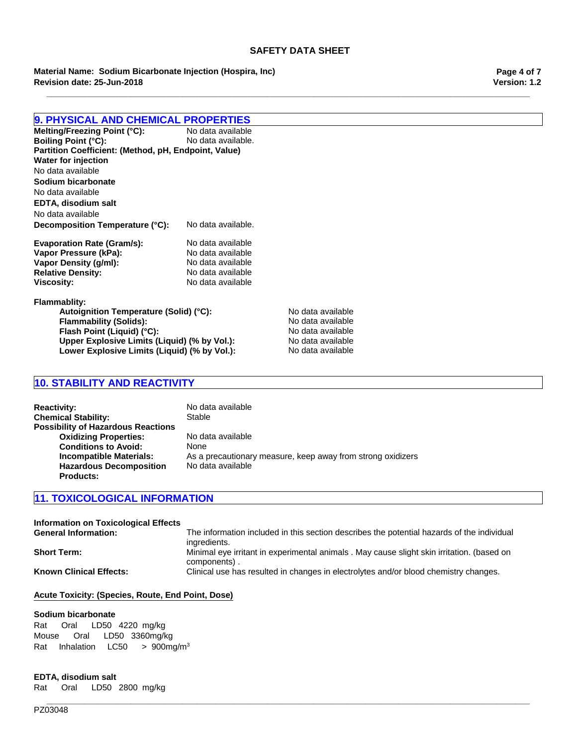## 9. PHYSICAL AND CHEMICAL PROPERTIES

**Melting/Freezing Point (°C):** No data available
**Boiling Point (°C):** No data available.
**Partition Coefficient: (Method, pH, Endpoint, Value)**

**Water for injection**
No data available

**Sodium bicarbonate**
No data available

**EDTA, disodium salt**
No data available

**Decomposition Temperature (°C):** No data available.

**Evaporation Rate (Gram/s):** No data available
**Vapor Pressure (kPa):** No data available
**Vapor Density (g/ml):** No data available
**Relative Density:** No data available
**Viscosity:** No data available

**Flammablity:**
- **Autoignition Temperature (Solid) (°C):** No data available
- **Flammability (Solids):** No data available
- **Flash Point (Liquid) (°C):** No data available
- **Upper Explosive Limits (Liquid) (% by Vol.):** No data available
- **Lower Explosive Limits (Liquid) (% by Vol.):** No data available

## 10. STABILITY AND REACTIVITY

**Reactivity:** No data available
**Chemical Stability:** Stable
**Possibility of Hazardous Reactions**
- **Oxidizing Properties:** No data available
- **Conditions to Avoid:** None
- **Incompatible Materials:** As a precautionary measure, keep away from strong oxidizers
- **Hazardous Decomposition Products:** No data available

## 11. TOXICOLOGICAL INFORMATION

**Information on Toxicological Effects**
**General Information:** The information included in this section describes the potential hazards of the individual ingredients.
**Short Term:** Minimal eye irritant in experimental animals . May cause slight skin irritation. (based on components) .
**Known Clinical Effects:** Clinical use has resulted in changes in electrolytes and/or blood chemistry changes.

**Acute Toxicity: (Species, Route, End Point, Dose)**

**Sodium bicarbonate**
Rat Oral LD50 4220 mg/kg
Mouse Oral LD50 3360mg/kg
Rat Inhalation LC50 > 900mg/$m^3$

**EDTA, disodium salt**
Rat Oral LD50 2800 mg/kg

PZ03048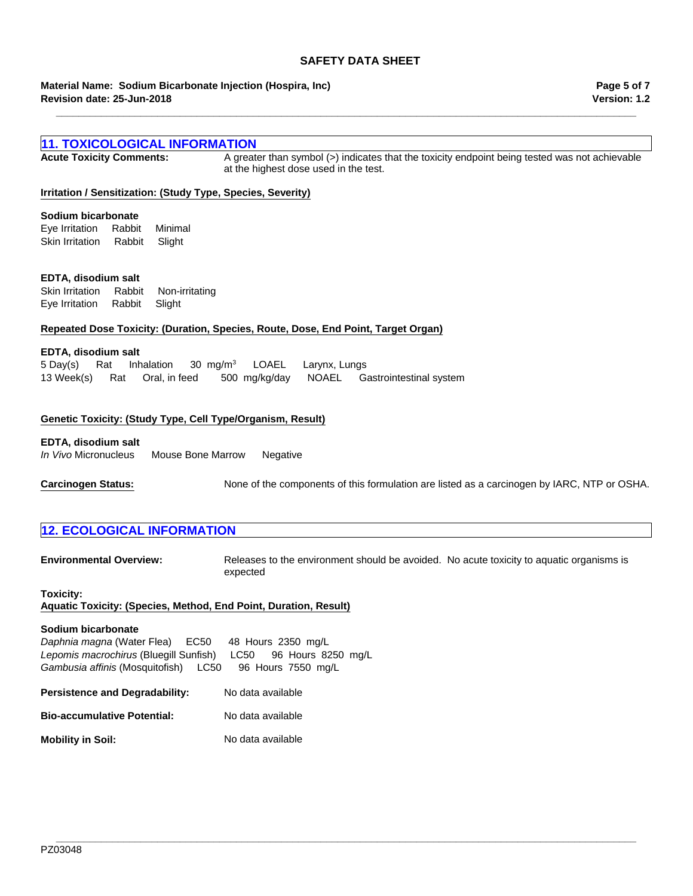## 11. TOXICOLOGICAL INFORMATION

**Acute Toxicity Comments:** A greater than symbol (>) indicates that the toxicity endpoint being tested was not achievable at the highest dose used in the test.

**Irritation / Sensitization: (Study Type, Species, Severity)**

**Sodium bicarbonate**

Eye Irritation Rabbit Minimal
Skin Irritation Rabbit Slight

**EDTA, disodium salt**

Skin Irritation Rabbit Non-irritating
Eye Irritation Rabbit Slight

**Repeated Dose Toxicity: (Duration, Species, Route, Dose, End Point, Target Organ)**

**EDTA, disodium salt**

5 Day(s) Rat Inhalation 30 mg/m$^3$ LOAEL Larynx, Lungs
13 Week(s) Rat Oral, in feed 500 mg/kg/day NOAEL Gastrointestinal system

**Genetic Toxicity: (Study Type, Cell Type/Organism, Result)**

**EDTA, disodium salt**

*In Vivo* Micronucleus Mouse Bone Marrow Negative

**Carcinogen Status:** None of the components of this formulation are listed as a carcinogen by IARC, NTP or OSHA.

## 12. ECOLOGICAL INFORMATION

**Environmental Overview:** Releases to the environment should be avoided. No acute toxicity to aquatic organisms is expected

**Toxicity:**
**Aquatic Toxicity: (Species, Method, End Point, Duration, Result)**

**Sodium bicarbonate**

*Daphnia magna* (Water Flea) EC50 48 Hours 2350 mg/L
*Lepomis macrochirus* (Bluegill Sunfish) LC50 96 Hours 8250 mg/L
*Gambusia affinis* (Mosquitofish) LC50 96 Hours 7550 mg/L

**Persistence and Degradability:** No data available

**Bio-accumulative Potential:** No data available

**Mobility in Soil:** No data available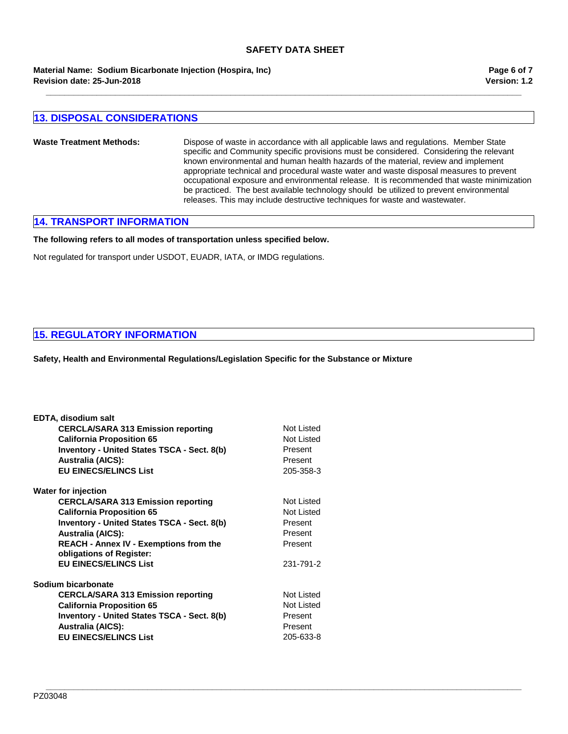## 13. DISPOSAL CONSIDERATIONS

**Waste Treatment Methods:** Dispose of waste in accordance with all applicable laws and regulations. Member State specific and Community specific provisions must be considered. Considering the relevant known environmental and human health hazards of the material, review and implement appropriate technical and procedural waste water and waste disposal measures to prevent occupational exposure and environmental release. It is recommended that waste minimization be practiced. The best available technology should be utilized to prevent environmental releases. This may include destructive techniques for waste and wastewater.

## 14. TRANSPORT INFORMATION

**The following refers to all modes of transportation unless specified below.**

Not regulated for transport under USDOT, EUADR, IATA, or IMDG regulations.

## 15. REGULATORY INFORMATION

**Safety, Health and Environmental Regulations/Legislation Specific for the Substance or Mixture**

**EDTA, disodium salt**

| | |
|---|---|
| **CERCLA/SARA 313 Emission reporting** | Not Listed |
| **California Proposition 65** | Not Listed |
| **Inventory - United States TSCA - Sect. 8(b)** | Present |
| **Australia (AICS):** | Present |
| **EU EINECS/ELINCS List** | 205-358-3 |

**Water for injection**

| | |
|---|---|
| **CERCLA/SARA 313 Emission reporting** | Not Listed |
| **California Proposition 65** | Not Listed |
| **Inventory - United States TSCA - Sect. 8(b)** | Present |
| **Australia (AICS):** | Present |
| **REACH - Annex IV - Exemptions from the obligations of Register:** | Present |
| **EU EINECS/ELINCS List** | 231-791-2 |

**Sodium bicarbonate**

| | |
|---|---|
| **CERCLA/SARA 313 Emission reporting** | Not Listed |
| **California Proposition 65** | Not Listed |
| **Inventory - United States TSCA - Sect. 8(b)** | Present |
| **Australia (AICS):** | Present |
| **EU EINECS/ELINCS List** | 205-633-8 |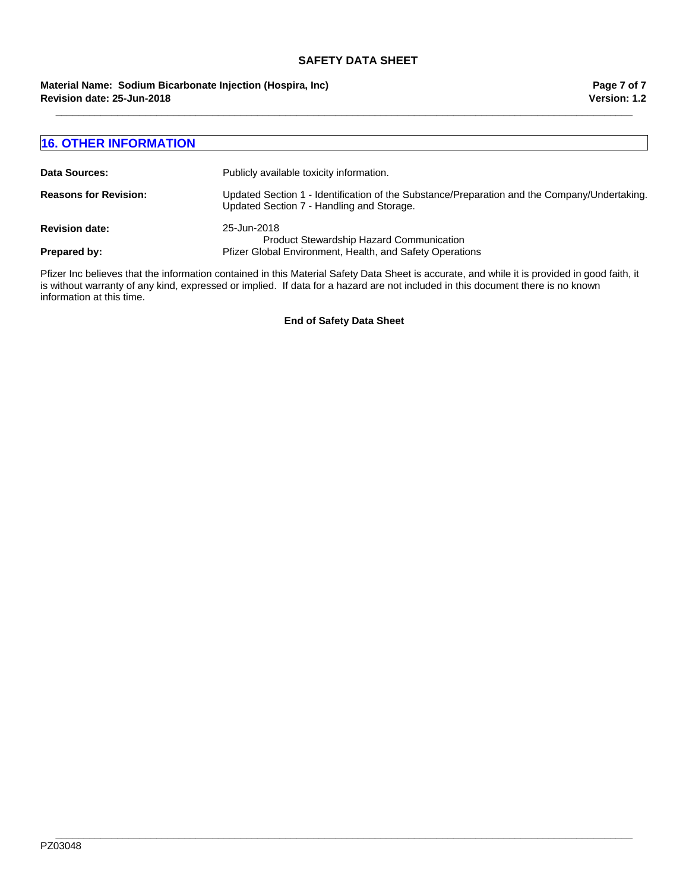## 16. OTHER INFORMATION

**Data Sources:** Publicly available toxicity information.

**Reasons for Revision:** Updated Section 1 - Identification of the Substance/Preparation and the Company/Undertaking. Updated Section 7 - Handling and Storage.

**Revision date:** 25-Jun-2018

**Prepared by:** Product Stewardship Hazard Communication
Pfizer Global Environment, Health, and Safety Operations

Pfizer Inc believes that the information contained in this Material Safety Data Sheet is accurate, and while it is provided in good faith, it is without warranty of any kind, expressed or implied. If data for a hazard are not included in this document there is no known information at this time.

**End of Safety Data Sheet**